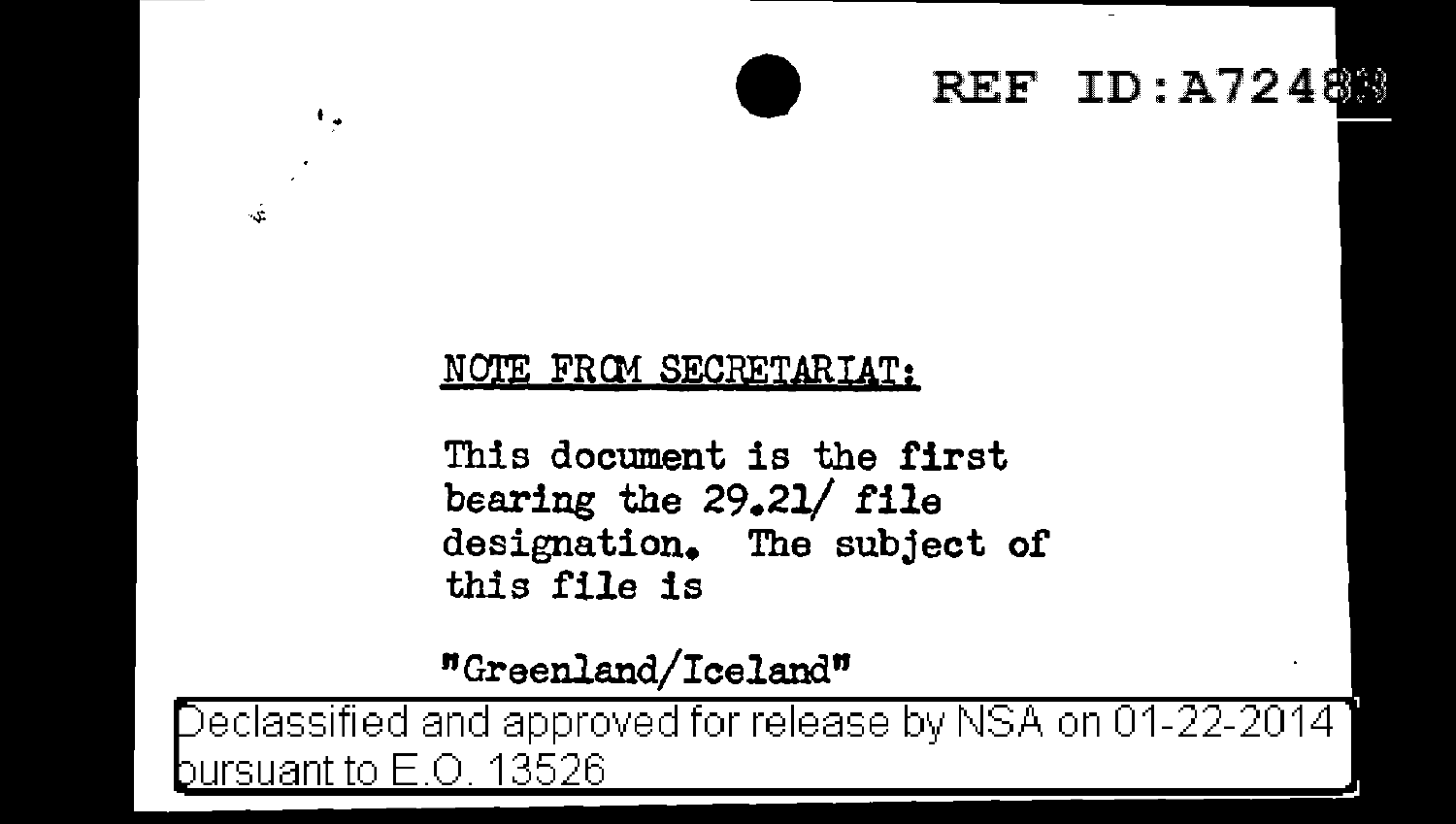REF ID:A72488

NOTE FROM SECRETARIAT:

This document is the first bearing the 29.21/ file designation. The subject of this file is

"Greenland/Iceland"

Declassified and approved for release by NSA on 01-22-2014 pursuant to E.O. 13526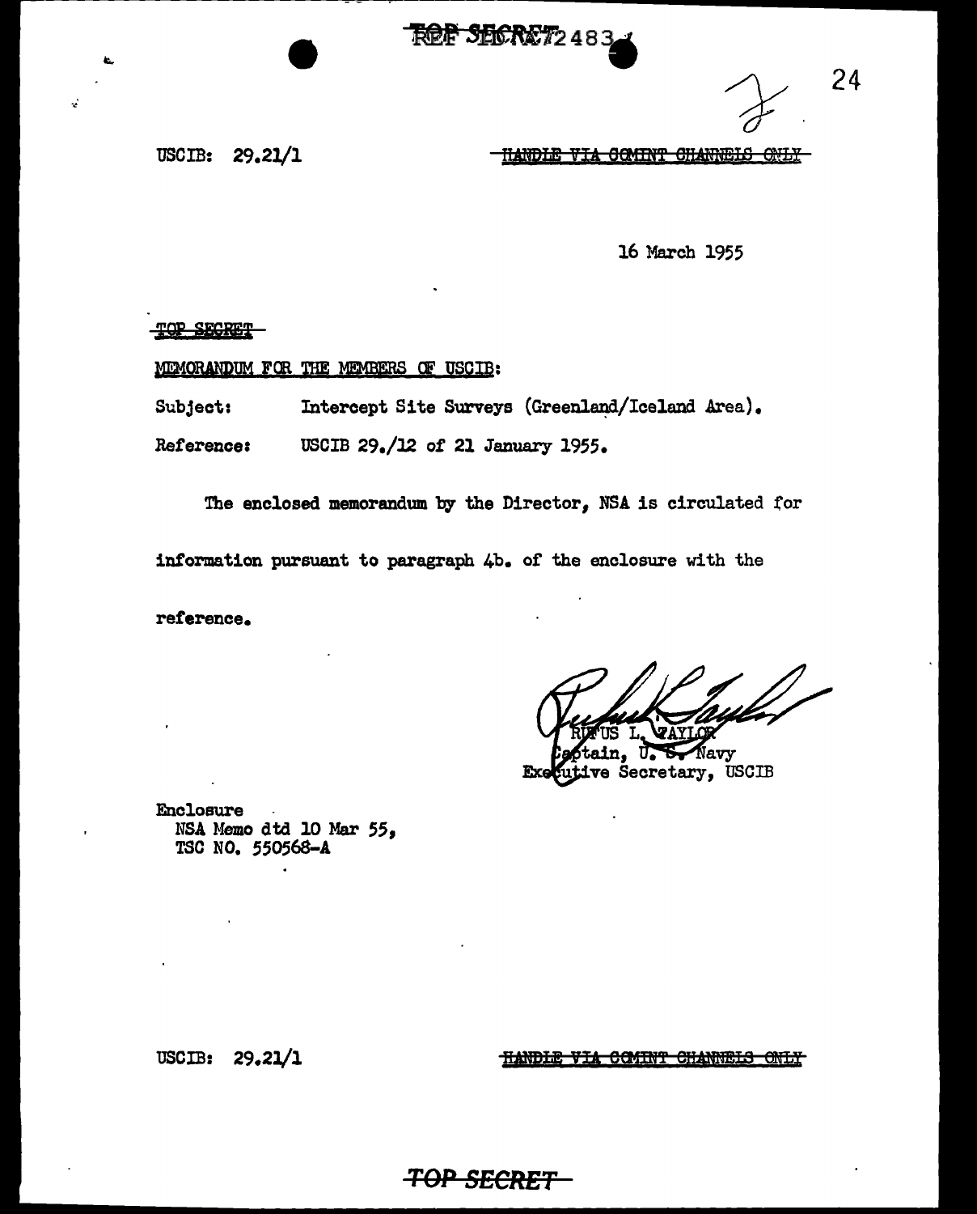USCIB: 29.21/1

~~HANDLE VIA COMINT CHANNELS ONLY~~

16 March 1955

~~TOP SECRET~~

MEMORANDUM FOR THE MEMBERS OF USCIB:

Subject: Intercept Site Surveys (Greenland/Iceland Area).

Reference: USCIB 29./12 of 21 January 1955.

The enclosed memorandum by the Director, NSA is circulated for information pursuant to paragraph 4b. of the enclosure with the reference.

RUFUS L. TAYLOR
Captain, U. S. Navy
Executive Secretary, USCIB

Enclosure
NSA Memo dtd 10 Mar 55,
TSC NO. 550568-A

USCIB: 29.21/1

~~HANDLE VIA COMINT CHANNELS ONLY~~

~~TOP SECRET~~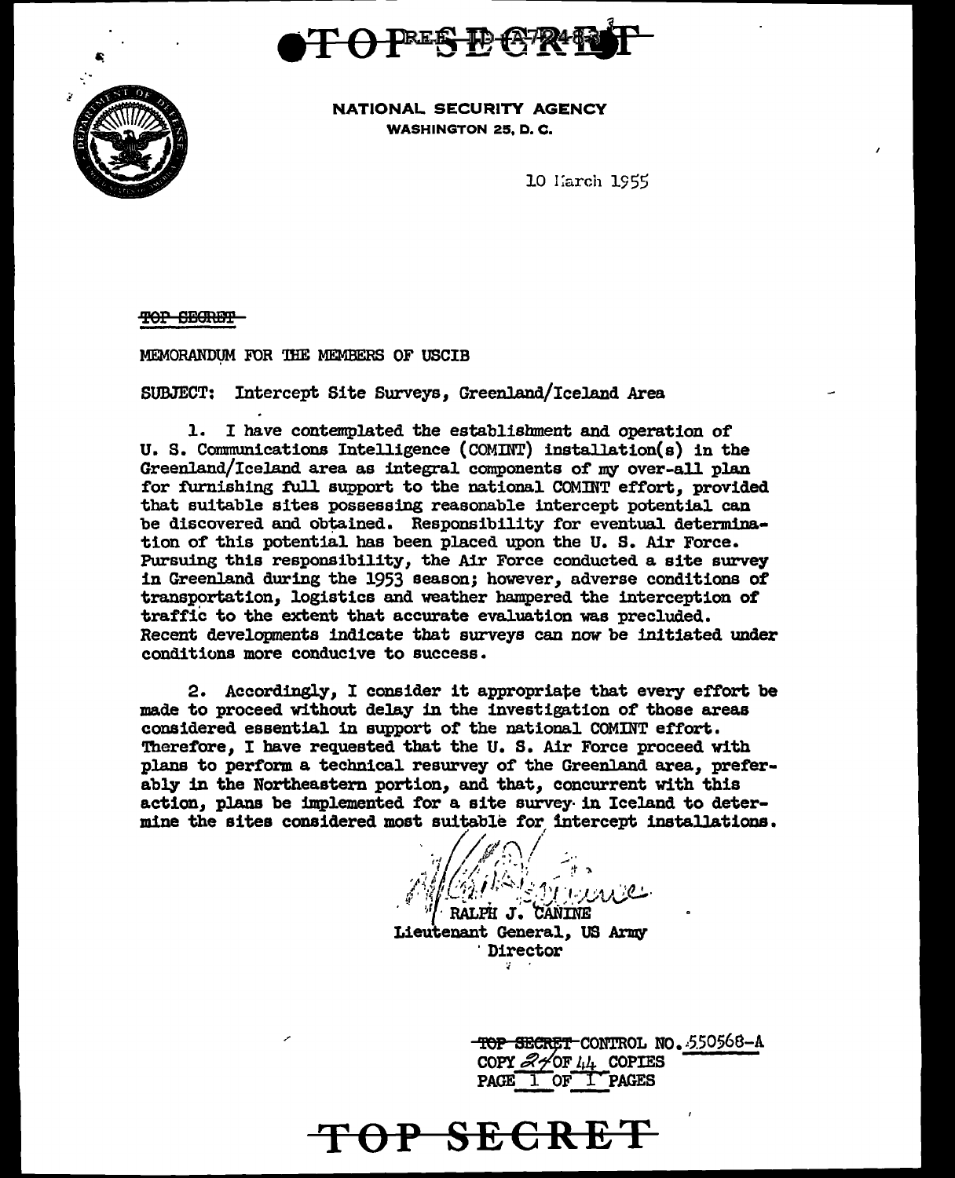TOP SECRET

REF ID:A72483

NATIONAL SECURITY AGENCY
WASHINGTON 25, D. C.

10 March 1955

~~TOP SECRET~~

MEMORANDUM FOR THE MEMBERS OF USCIB

SUBJECT: Intercept Site Surveys, Greenland/Iceland Area

1. I have contemplated the establishment and operation of U. S. Communications Intelligence (COMINT) installation(s) in the Greenland/Iceland area as integral components of my over-all plan for furnishing full support to the national COMINT effort, provided that suitable sites possessing reasonable intercept potential can be discovered and obtained. Responsibility for eventual determination of this potential has been placed upon the U. S. Air Force. Pursuing this responsibility, the Air Force conducted a site survey in Greenland during the 1953 season; however, adverse conditions of transportation, logistics and weather hampered the interception of traffic to the extent that accurate evaluation was precluded. Recent developments indicate that surveys can now be initiated under conditions more conducive to success.

2. Accordingly, I consider it appropriate that every effort be made to proceed without delay in the investigation of those areas considered essential in support of the national COMINT effort. Therefore, I have requested that the U. S. Air Force proceed with plans to perform a technical resurvey of the Greenland area, preferably in the Northeastern portion, and that, concurrent with this action, plans be implemented for a site survey in Iceland to determine the sites considered most suitable for intercept installations.

RALPH J. CANINE
Lieutenant General, US Army
Director

~~TOP SECRET~~ CONTROL NO. 550568-A
COPY 24 OF 44 COPIES
PAGE 1 OF 1 PAGES

TOP SECRET